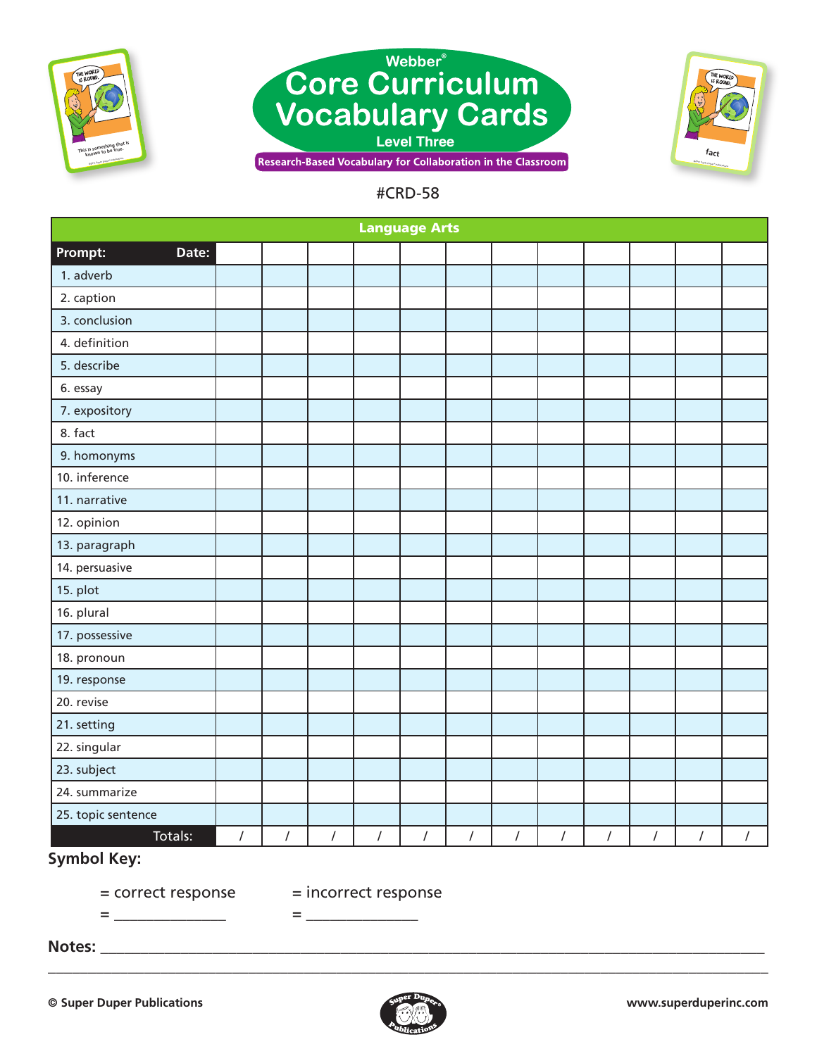# Webber® Core Curriculum Vocabulary Cards

## Level Three

**Research-Based Vocabulary for Collaboration in the Classroom**

#CRD-58

| Language Arts | | | | | | | | | | | | |
|---|---|---|---|---|---|---|---|---|---|---|---|---|
| **Prompt: Date:** | | | | | | | | | | | | |
| 1. adverb | | | | | | | | | | | | |
| 2. caption | | | | | | | | | | | | |
| 3. conclusion | | | | | | | | | | | | |
| 4. definition | | | | | | | | | | | | |
| 5. describe | | | | | | | | | | | | |
| 6. essay | | | | | | | | | | | | |
| 7. expository | | | | | | | | | | | | |
| 8. fact | | | | | | | | | | | | |
| 9. homonyms | | | | | | | | | | | | |
| 10. inference | | | | | | | | | | | | |
| 11. narrative | | | | | | | | | | | | |
| 12. opinion | | | | | | | | | | | | |
| 13. paragraph | | | | | | | | | | | | |
| 14. persuasive | | | | | | | | | | | | |
| 15. plot | | | | | | | | | | | | |
| 16. plural | | | | | | | | | | | | |
| 17. possessive | | | | | | | | | | | | |
| 18. pronoun | | | | | | | | | | | | |
| 19. response | | | | | | | | | | | | |
| 20. revise | | | | | | | | | | | | |
| 21. setting | | | | | | | | | | | | |
| 22. singular | | | | | | | | | | | | |
| 23. subject | | | | | | | | | | | | |
| 24. summarize | | | | | | | | | | | | |
| 25. topic sentence | | | | | | | | | | | | |
| Totals: | / | / | / | / | / | / | / | / | / | / | / | / |

**Symbol Key:**

= correct response　　　　= incorrect response

= _______________　　　　= _______________

**Notes:** ______________________________________________________________________________

______________________________________________________________________________

© Super Duper Publications　　　　www.superduperinc.com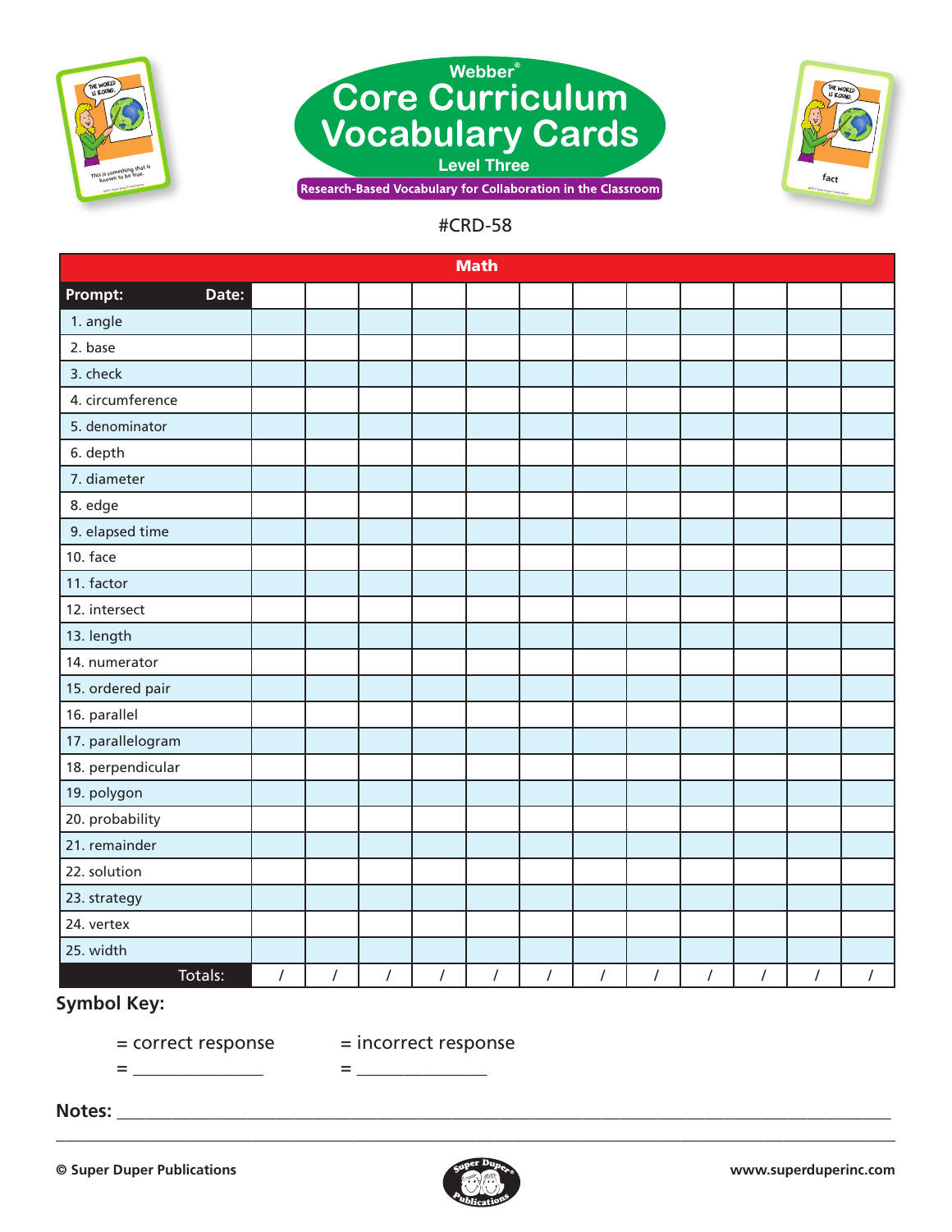# Webber® Core Curriculum Vocabulary Cards

## Level Three

**Research-Based Vocabulary for Collaboration in the Classroom**

#CRD-58

| Math | | | | | | | | | | | | |
|---|---|---|---|---|---|---|---|---|---|---|---|---|
| **Prompt: Date:** | | | | | | | | | | | | |
| 1. angle | | | | | | | | | | | | |
| 2. base | | | | | | | | | | | | |
| 3. check | | | | | | | | | | | | |
| 4. circumference | | | | | | | | | | | | |
| 5. denominator | | | | | | | | | | | | |
| 6. depth | | | | | | | | | | | | |
| 7. diameter | | | | | | | | | | | | |
| 8. edge | | | | | | | | | | | | |
| 9. elapsed time | | | | | | | | | | | | |
| 10. face | | | | | | | | | | | | |
| 11. factor | | | | | | | | | | | | |
| 12. intersect | | | | | | | | | | | | |
| 13. length | | | | | | | | | | | | |
| 14. numerator | | | | | | | | | | | | |
| 15. ordered pair | | | | | | | | | | | | |
| 16. parallel | | | | | | | | | | | | |
| 17. parallelogram | | | | | | | | | | | | |
| 18. perpendicular | | | | | | | | | | | | |
| 19. polygon | | | | | | | | | | | | |
| 20. probability | | | | | | | | | | | | |
| 21. remainder | | | | | | | | | | | | |
| 22. solution | | | | | | | | | | | | |
| 23. strategy | | | | | | | | | | | | |
| 24. vertex | | | | | | | | | | | | |
| 25. width | | | | | | | | | | | | |
| Totals: | / | / | / | / | / | / | / | / | / | / | / | / |

**Symbol Key:**

= correct response = incorrect response

= _______________ = _______________

**Notes:** ________________________________________________________________________________

________________________________________________________________________________________

© Super Duper Publications www.superduperinc.com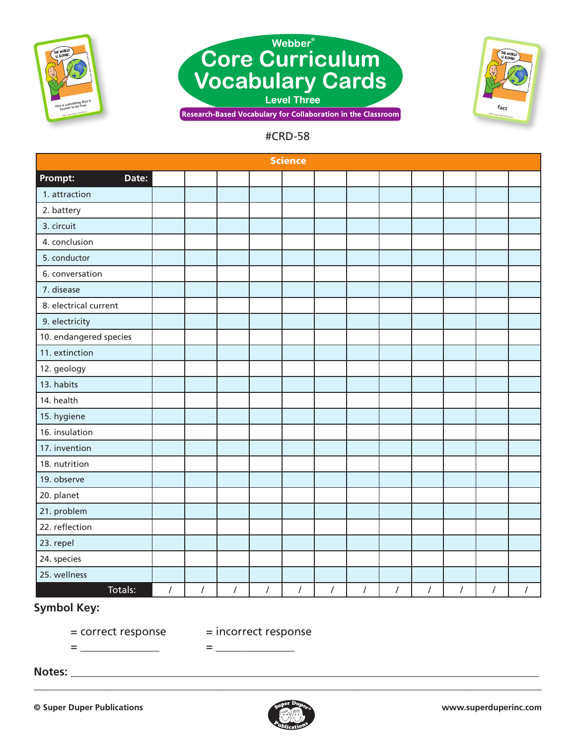Webber®

# Core Curriculum Vocabulary Cards

## Level Three

**Research-Based Vocabulary for Collaboration in the Classroom**

#CRD-58

| Science | | | | | | | | | | | | |
|---|---|---|---|---|---|---|---|---|---|---|---|---|
| **Prompt: Date:** | | | | | | | | | | | | |
| 1. attraction | | | | | | | | | | | | |
| 2. battery | | | | | | | | | | | | |
| 3. circuit | | | | | | | | | | | | |
| 4. conclusion | | | | | | | | | | | | |
| 5. conductor | | | | | | | | | | | | |
| 6. conversation | | | | | | | | | | | | |
| 7. disease | | | | | | | | | | | | |
| 8. electrical current | | | | | | | | | | | | |
| 9. electricity | | | | | | | | | | | | |
| 10. endangered species | | | | | | | | | | | | |
| 11. extinction | | | | | | | | | | | | |
| 12. geology | | | | | | | | | | | | |
| 13. habits | | | | | | | | | | | | |
| 14. health | | | | | | | | | | | | |
| 15. hygiene | | | | | | | | | | | | |
| 16. insulation | | | | | | | | | | | | |
| 17. invention | | | | | | | | | | | | |
| 18. nutrition | | | | | | | | | | | | |
| 19. observe | | | | | | | | | | | | |
| 20. planet | | | | | | | | | | | | |
| 21. problem | | | | | | | | | | | | |
| 22. reflection | | | | | | | | | | | | |
| 23. repel | | | | | | | | | | | | |
| 24. species | | | | | | | | | | | | |
| 25. wellness | | | | | | | | | | | | |
| Totals: | / | / | / | / | / | / | / | / | / | / | / | / |

**Symbol Key:**

= correct response = incorrect response

= _______________ = _______________

**Notes:** ____________________________________________________________________________

______________________________________________________________________________________

© Super Duper Publications

www.superduperinc.com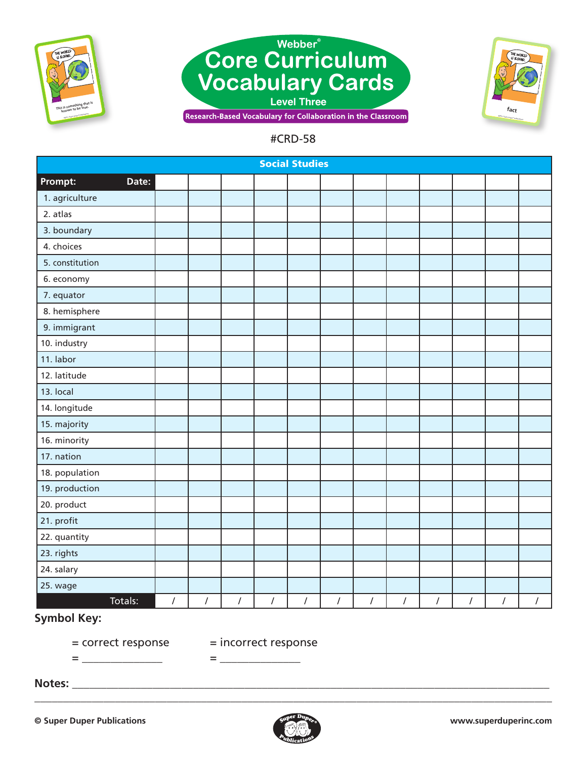# Webber® Core Curriculum Vocabulary Cards

## Level Three

**Research-Based Vocabulary for Collaboration in the Classroom**

#CRD-58

| Social Studies | | | | | | | | | | | | |
|---|---|---|---|---|---|---|---|---|---|---|---|---|
| **Prompt: Date:** | | | | | | | | | | | | |
| 1. agriculture | | | | | | | | | | | | |
| 2. atlas | | | | | | | | | | | | |
| 3. boundary | | | | | | | | | | | | |
| 4. choices | | | | | | | | | | | | |
| 5. constitution | | | | | | | | | | | | |
| 6. economy | | | | | | | | | | | | |
| 7. equator | | | | | | | | | | | | |
| 8. hemisphere | | | | | | | | | | | | |
| 9. immigrant | | | | | | | | | | | | |
| 10. industry | | | | | | | | | | | | |
| 11. labor | | | | | | | | | | | | |
| 12. latitude | | | | | | | | | | | | |
| 13. local | | | | | | | | | | | | |
| 14. longitude | | | | | | | | | | | | |
| 15. majority | | | | | | | | | | | | |
| 16. minority | | | | | | | | | | | | |
| 17. nation | | | | | | | | | | | | |
| 18. population | | | | | | | | | | | | |
| 19. production | | | | | | | | | | | | |
| 20. product | | | | | | | | | | | | |
| 21. profit | | | | | | | | | | | | |
| 22. quantity | | | | | | | | | | | | |
| 23. rights | | | | | | | | | | | | |
| 24. salary | | | | | | | | | | | | |
| 25. wage | | | | | | | | | | | | |
| Totals: | / | / | / | / | / | / | / | / | / | / | / | / |

**Symbol Key:**

= correct response = incorrect response

= _______________ = _______________

**Notes:** ____________________________________________________________________________

____________________________________________________________________________________

**© Super Duper Publications** **www.superduperinc.com**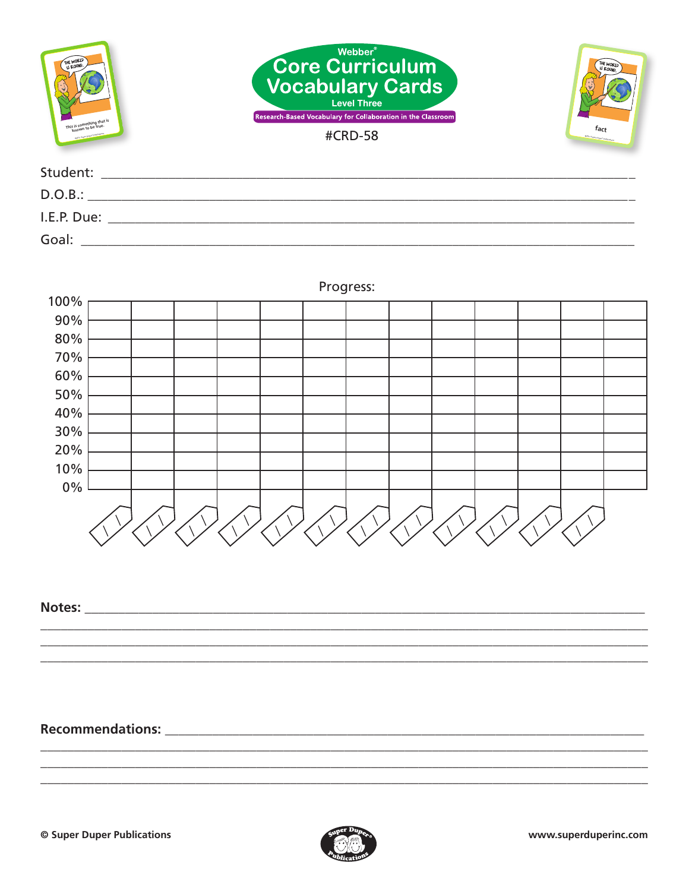Webber®

# Core Curriculum Vocabulary Cards

Level Three

Research-Based Vocabulary for Collaboration in the Classroom

#CRD-58

Student: ___________________________________________

D.O.B.: ___________________________________________

I.E.P. Due: ___________________________________________

Goal: ___________________________________________

Progress:

100%
90%
80%
70%
60%
50%
40%
30%
20%
10%
0%

**Notes:** ___________________________________________

___________________________________________

___________________________________________

___________________________________________

**Recommendations:** ___________________________________________

___________________________________________

___________________________________________

___________________________________________

**© Super Duper Publications**

**www.superduperinc.com**